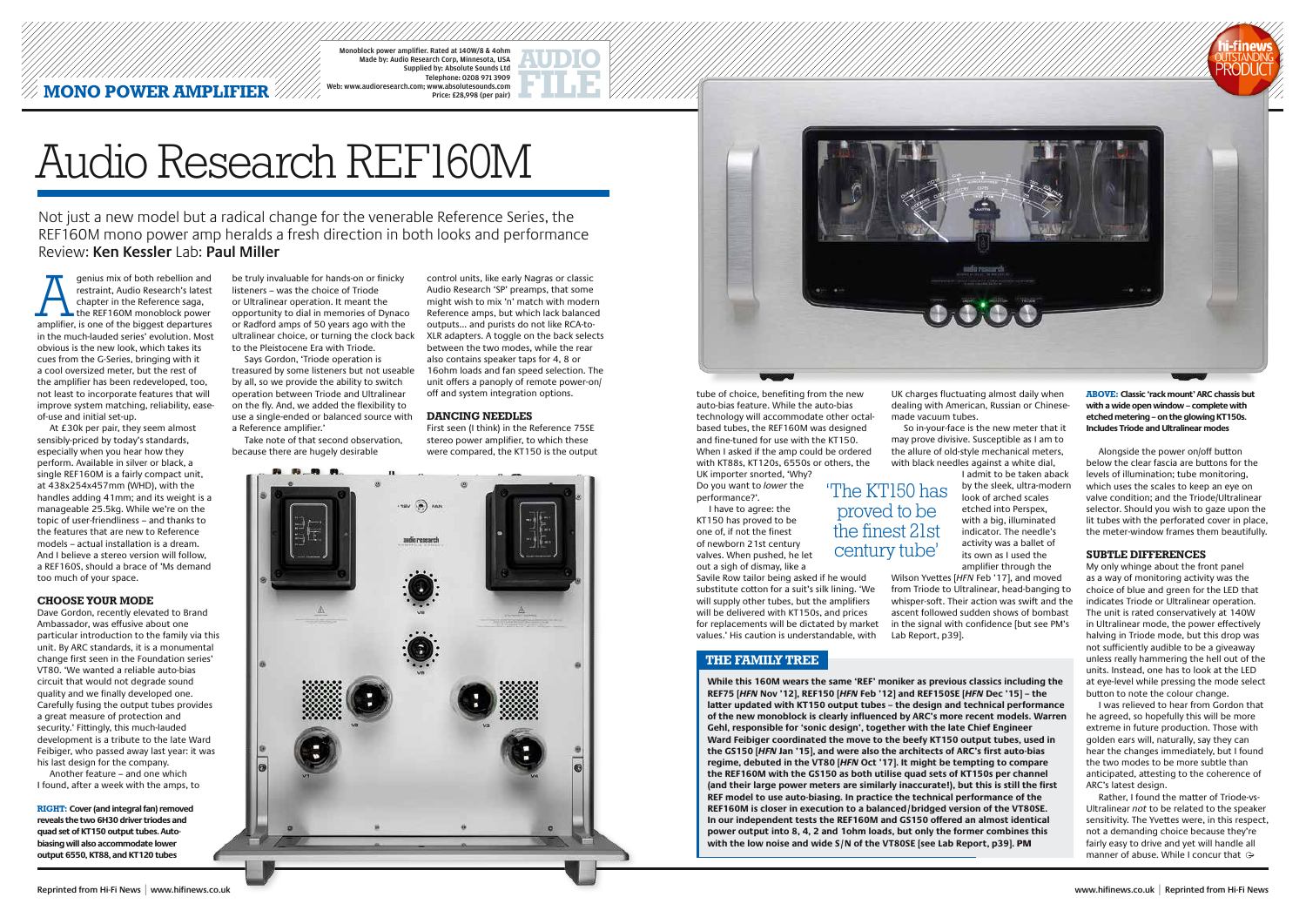MONO POWER AMPLIFIER

Monoblock power amplifier. Rated at 140W/8 & 4ohm
Made by: Audio Research Corp, Minnesota, USA
Supplied by: Absolute Sounds Ltd
Telephone: 0208 971 3909
Web: www.audioresearch.com; www.absolutesounds.com
Price: £28,998 (per pair)

AUDIO FILE

# Audio Research REF160M

Not just a new model but a radical change for the venerable Reference Series, the REF160M mono power amp heralds a fresh direction in both looks and performance
Review: **Ken Kessler** Lab: **Paul Miller**

A genius mix of both rebellion and restraint, Audio Research's latest chapter in the Reference saga, the REF160M monoblock power amplifier, is one of the biggest departures in the much-lauded series' evolution. Most obvious is the new look, which takes its cues from the G-Series, bringing with it a cool oversized meter, but the rest of the amplifier has been redeveloped, too, not least to incorporate features that will improve system matching, reliability, ease-of-use and initial set-up.

At £30k per pair, they seem almost sensibly-priced by today's standards, especially when you hear how they perform. Available in silver or black, a single REF160M is a fairly compact unit, at 438x254x457mm (WHD), with the handles adding 41mm; and its weight is a manageable 25.5kg. While we're on the topic of user-friendliness – and thanks to the features that are new to Reference models – actual installation is a dream. And I believe a stereo version will follow, a REF160S, should a brace of 'Ms demand too much of your space.

### CHOOSE YOUR MODE

Dave Gordon, recently elevated to Brand Ambassador, was effusive about one particular introduction to the family via this unit. By ARC standards, it is a monumental change first seen in the Foundation series' VT80. 'We wanted a reliable auto-bias circuit that would not degrade sound quality and we finally developed one. Carefully fusing the output tubes provides a great measure of protection and security.' Fittingly, this much-lauded development is a tribute to the late Ward Feibiger, who passed away last year: it was his last design for the company.

Another feature – and one which I found, after a week with the amps, to be truly invaluable for hands-on or finicky listeners – was the choice of Triode or Ultralinear operation. It meant the opportunity to dial in memories of Dynaco or Radford amps of 50 years ago with the ultralinear choice, or turning the clock back to the Pleistocene Era with Triode.

Says Gordon, 'Triode operation is treasured by some listeners but not useable by all, so we provide the ability to switch operation between Triode and Ultralinear on the fly. And, we added the flexibility to use a single-ended or balanced source with a Reference amplifier.'

Take note of that second observation, because there are hugely desirable control units, like early Nagras or classic Audio Research 'SP' preamps, that some might wish to mix 'n' match with modern Reference amps, but which lack balanced outputs... and purists do not like RCA-to-XLR adapters. A toggle on the back selects between the two modes, while the rear also contains speaker taps for 4, 8 or 16ohm loads and fan speed selection. The unit offers a panoply of remote power-on/off and system integration options.

### DANCING NEEDLES

First seen (I think) in the Reference 75SE stereo power amplifier, to which these were compared, the KT150 is the output tube of choice, benefiting from the new auto-bias feature. While the auto-bias technology will accommodate other octal-based tubes, the REF160M was designed and fine-tuned for use with the KT150. When I asked if the amp could be ordered with KT88s, KT120s, 6550s or others, the UK importer snorted, 'Why? Do you want to *lower* the performance?'.

I have to agree: the KT150 has proved to be one of, if not the finest of newborn 21st century valves. When pushed, he let out a sigh of dismay, like a Savile Row tailor being asked if he would substitute cotton for a suit's silk lining. 'We will supply other tubes, but the amplifiers will be delivered with KT150s, and prices for replacements will be dictated by market values.' His caution is understandable, with UK charges fluctuating almost daily when dealing with American, Russian or Chinese-made vacuum tubes.

'The KT150 has proved to be the finest 21st century tube'

So in-your-face is the new meter that it may prove divisive. Susceptible as I am to the allure of old-style mechanical meters, with black needles against a white dial, I admit to be taken aback by the sleek, ultra-modern look of arched scales etched into Perspex, with a big, illuminated indicator. The needle's activity was a ballet of its own as I used the amplifier through the Wilson Yvettes [*HFN* Feb '17], and moved from Triode to Ultralinear, head-banging to whisper-soft. Their action was swift and the ascent followed sudden shows of bombast in the signal with confidence [but see PM's Lab Report, p39].

**RIGHT:** Cover (and integral fan) removed reveals the two 6H30 driver triodes and quad set of KT150 output tubes. Auto-biasing will also accommodate lower output 6550, KT88, and KT120 tubes

**ABOVE:** Classic 'rack mount' ARC chassis but with a wide open window – complete with etched metering – on the glowing KT150s. Includes Triode and Ultralinear modes

### THE FAMILY TREE

**While this 160M wears the same 'REF' moniker as previous classics including the REF75 [*HFN* Nov '12], REF150 [*HFN* Feb '12] and REF150SE [*HFN* Dec '15] – the latter updated with KT150 output tubes – the design and technical performance of the new monoblock is clearly influenced by ARC's more recent models. Warren Gehl, responsible for 'sonic design', together with the late Chief Engineer Ward Feibiger coordinated the move to the beefy KT150 output tubes, used in the GS150 [*HFN* Jan '15], and were also the architects of ARC's first auto-bias regime, debuted in the VT80 [*HFN* Oct '17]. It might be tempting to compare the REF160M with the GS150 as both utilise quad sets of KT150s per channel (and their large power meters are similarly inaccurate!), but this is still the first REF model to use auto-biasing. In practice the technical performance of the REF160M is closer in execution to a balanced/bridged version of the VT80SE. In our independent tests the REF160M and GS150 offered an almost identical power output into 8, 4, 2 and 1ohm loads, but only the former combines this with the low noise and wide S/N of the VT80SE [see Lab Report, p39]. PM**

Alongside the power on/off button below the clear fascia are buttons for the levels of illumination; tube monitoring, which uses the scales to keep an eye on valve condition; and the Triode/Ultralinear selector. Should you wish to gaze upon the lit tubes with the perforated cover in place, the meter-window frames them beautifully.

### SUBTLE DIFFERENCES

My only whinge about the front panel as a way of monitoring activity was the choice of blue and green for the LED that indicates Triode or Ultralinear operation. The unit is rated conservatively at 140W in Ultralinear mode, the power effectively halving in Triode mode, but this drop was not sufficiently audible to be a giveaway unless really hammering the hell out of the units. Instead, one has to look at the LED at eye-level while pressing the mode select button to note the colour change.

I was relieved to hear from Gordon that he agreed, so hopefully this will be more extreme in future production. Those with golden ears will, naturally, say they can hear the changes immediately, but I found the two modes to be more subtle than anticipated, attesting to the coherence of ARC's latest design.

Rather, I found the matter of Triode-vs-Ultralinear *not* to be related to the speaker sensitivity. The Yvettes were, in this respect, not a demanding choice because they're fairly easy to drive and yet will handle all manner of abuse. While I concur that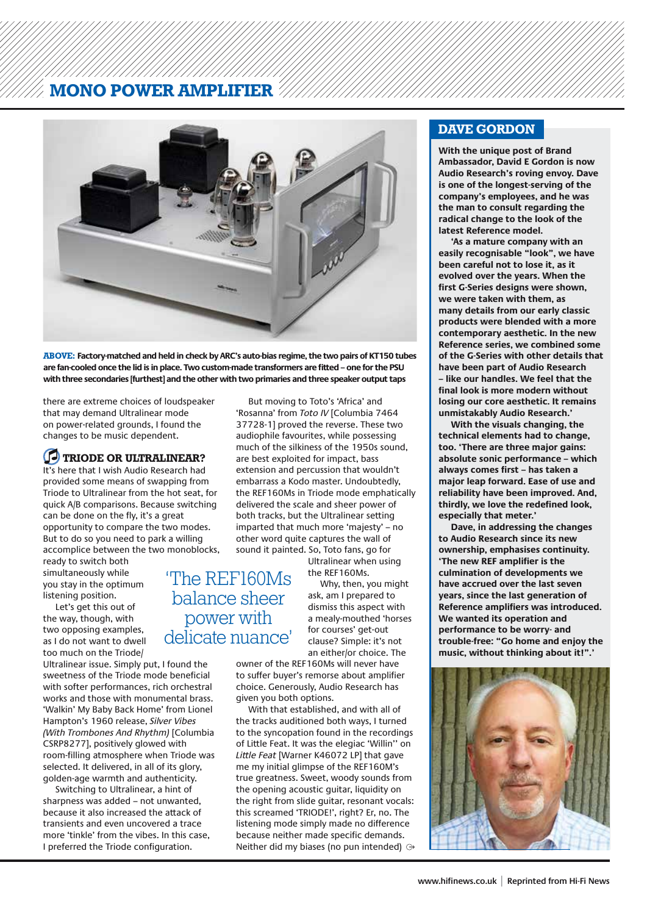# MONO POWER AMPLIFIER

**ABOVE:** Factory-matched and held in check by ARC's auto-bias regime, the two pairs of KT150 tubes are fan-cooled once the lid is in place. Two custom-made transformers are fitted – one for the PSU with three secondaries [furthest] and the other with two primaries and three speaker output taps

there are extreme choices of loudspeaker that may demand Ultralinear mode on power-related grounds, I found the changes to be music dependent.

## TRIODE OR ULTRALINEAR?

It's here that I wish Audio Research had provided some means of swapping from Triode to Ultralinear from the hot seat, for quick A/B comparisons. Because switching can be done on the fly, it's a great opportunity to compare the two modes. But to do so you need to park a willing accomplice between the two monoblocks, ready to switch both simultaneously while you stay in the optimum listening position.

Let's get this out of the way, though, with two opposing examples, as I do not want to dwell too much on the Triode/Ultralinear issue. Simply put, I found the sweetness of the Triode mode beneficial with softer performances, rich orchestral works and those with monumental brass. 'Walkin' My Baby Back Home' from Lionel Hampton's 1960 release, *Silver Vibes (With Trombones And Rhythm)* [Columbia CSRP8277], positively glowed with room-filling atmosphere when Triode was selected. It delivered, in all of its glory, golden-age warmth and authenticity.

Switching to Ultralinear, a hint of sharpness was added – not unwanted, because it also increased the attack of transients and even uncovered a trace more 'tinkle' from the vibes. In this case, I preferred the Triode configuration.

But moving to Toto's 'Africa' and 'Rosanna' from *Toto IV* [Columbia 7464 37728-1] proved the reverse. These two audiophile favourites, while possessing much of the silkiness of the 1950s sound, are best exploited for impact, bass extension and percussion that wouldn't embarrass a Kodo master. Undoubtedly, the REF160Ms in Triode mode emphatically delivered the scale and sheer power of both tracks, but the Ultralinear setting imparted that much more 'majesty' – no other word quite captures the wall of sound it painted. So, Toto fans, go for Ultralinear when using the REF160Ms.

> 'The REF160Ms balance sheer power with delicate nuance'

Why, then, you might ask, am I prepared to dismiss this aspect with a mealy-mouthed 'horses for courses' get-out clause? Simple: it's not an either/or choice. The owner of the REF160Ms will never have to suffer buyer's remorse about amplifier choice. Generously, Audio Research has given you both options.

With that established, and with all of the tracks auditioned both ways, I turned to the syncopation found in the recordings of Little Feat. It was the elegiac 'Willin'' on *Little Feat* [Warner K46072 LP] that gave me my initial glimpse of the REF160M's true greatness. Sweet, woody sounds from the opening acoustic guitar, liquidity on the right from slide guitar, resonant vocals: this screamed 'TRIODE!', right? Er, no. The listening mode simply made no difference because neither made specific demands. Neither did my biases (no pun intended) ⇾

## DAVE GORDON

**With the unique post of Brand Ambassador, David E Gordon is now Audio Research's roving envoy. Dave is one of the longest-serving of the company's employees, and he was the man to consult regarding the radical change to the look of the latest Reference model.**

**'As a mature company with an easily recognisable "look", we have been careful not to lose it, as it evolved over the years. When the first G-Series designs were shown, we were taken with them, as many details from our early classic products were blended with a more contemporary aesthetic. In the new Reference series, we combined some of the G-Series with other details that have been part of Audio Research – like our handles. We feel that the final look is more modern without losing our core aesthetic. It remains unmistakably Audio Research.'**

**With the visuals changing, the technical elements had to change, too. 'There are three major gains: absolute sonic performance – which always comes first – has taken a major leap forward. Ease of use and reliability have been improved. And, thirdly, we love the redefined look, especially that meter.'**

**Dave, in addressing the changes to Audio Research since its new ownership, emphasises continuity. 'The new REF amplifier is the culmination of developments we have accrued over the last seven years, since the last generation of Reference amplifiers was introduced. We wanted its operation and performance to be worry- and trouble-free: "Go home and enjoy the music, without thinking about it!".'**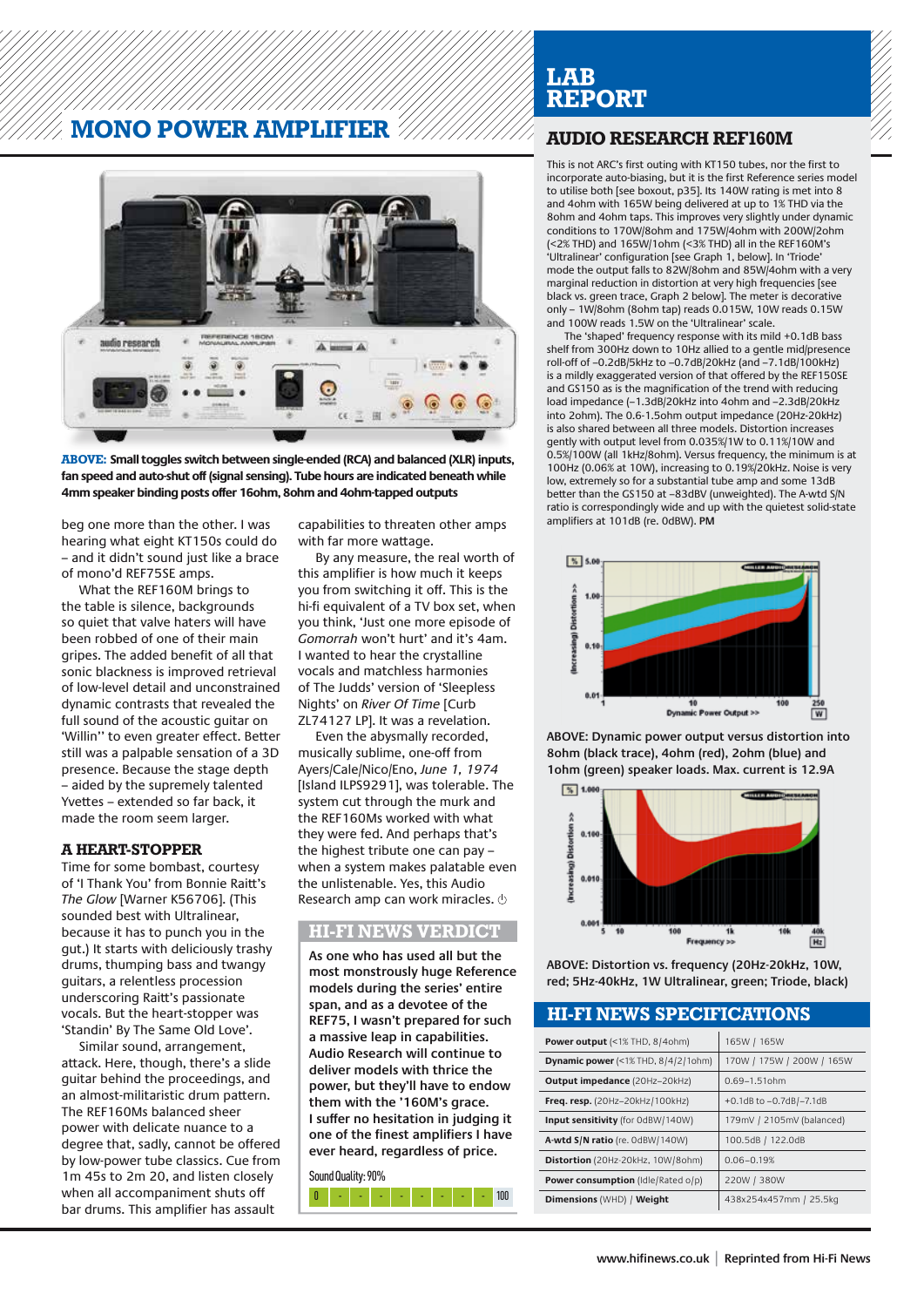# MONO POWER AMPLIFIER

**ABOVE:** Small toggles switch between single-ended (RCA) and balanced (XLR) inputs, fan speed and auto-shut off (signal sensing). Tube hours are indicated beneath while 4mm speaker binding posts offer 16ohm, 8ohm and 4ohm-tapped outputs

beg one more than the other. I was hearing what eight KT150s could do – and it didn't sound just like a brace of mono'd REF75SE amps.

What the REF160M brings to the table is silence, backgrounds so quiet that valve haters will have been robbed of one of their main gripes. The added benefit of all that sonic blackness is improved retrieval of low-level detail and unconstrained dynamic contrasts that revealed the full sound of the acoustic guitar on 'Willin'' to even greater effect. Better still was a palpable sensation of a 3D presence. Because the stage depth – aided by the supremely talented Yvettes – extended so far back, it made the room seem larger.

### A HEART-STOPPER

Time for some bombast, courtesy of 'I Thank You' from Bonnie Raitt's *The Glow* [Warner K56706]. (This sounded best with Ultralinear, because it has to punch you in the gut.) It starts with deliciously trashy drums, thumping bass and twangy guitars, a relentless procession underscoring Raitt's passionate vocals. But the heart-stopper was 'Standin' By The Same Old Love'.

Similar sound, arrangement, attack. Here, though, there's a slide guitar behind the proceedings, and an almost-militaristic drum pattern. The REF160Ms balanced sheer power with delicate nuance to a degree that, sadly, cannot be offered by low-power tube classics. Cue from 1m 45s to 2m 20, and listen closely when all accompaniment shuts off bar drums. This amplifier has assault capabilities to threaten other amps with far more wattage.

By any measure, the real worth of this amplifier is how much it keeps you from switching it off. This is the hi-fi equivalent of a TV box set, when you think, 'Just one more episode of *Gomorrah* won't hurt' and it's 4am. I wanted to hear the crystalline vocals and matchless harmonies of The Judds' version of 'Sleepless Nights' on *River Of Time* [Curb ZL74127 LP]. It was a revelation.

Even the abysmally recorded, musically sublime, one-off from Ayers/Cale/Nico/Eno, *June 1, 1974* [Island ILPS9291], was tolerable. The system cut through the murk and the REF160Ms worked with what they were fed. And perhaps that's the highest tribute one can pay – when a system makes palatable even the unlistenable. Yes, this Audio Research amp can work miracles.

## HI-FI NEWS VERDICT

**As one who has used all but the most monstrously huge Reference models during the series' entire span, and as a devotee of the REF75, I wasn't prepared for such a massive leap in capabilities. Audio Research will continue to deliver models with thrice the power, but they'll have to endow them with the '160M's grace. I suffer no hesitation in judging it one of the finest amplifiers I have ever heard, regardless of price.**

Sound Quality: 90%

0 - - - - - - - - - 100

# LAB REPORT

## AUDIO RESEARCH REF160M

This is not ARC's first outing with KT150 tubes, nor the first to incorporate auto-biasing, but it is the first Reference series model to utilise both [see boxout, p35]. Its 140W rating is met into 8 and 4ohm with 165W being delivered at up to 1% THD via the 8ohm and 4ohm taps. This improves very slightly under dynamic conditions to 170W/8ohm and 175W/4ohm with 200W/2ohm (<2% THD) and 165W/1ohm (<3% THD) all in the REF160M's 'Ultralinear' configuration [see Graph 1, below]. In 'Triode' mode the output falls to 82W/8ohm and 85W/4ohm with a very marginal reduction in distortion at very high frequencies [see black vs. green trace, Graph 2 below]. The meter is decorative only – 1W/8ohm (8ohm tap) reads 0.015W, 10W reads 0.15W and 100W reads 1.5W on the 'Ultralinear' scale.

The 'shaped' frequency response with its mild +0.1dB bass shelf from 300Hz down to 10Hz allied to a gentle mid/presence roll-off of –0.2dB/5kHz to –0.7dB/20kHz (and –7.1dB/100kHz) is a mildly exaggerated version of that offered by the REF150SE and GS150 as is the magnification of the trend with reducing load impedance (–1.3dB/20kHz into 4ohm and –2.3dB/20kHz into 2ohm). The 0.6-1.5ohm output impedance (20Hz-20kHz) is also shared between all three models. Distortion increases gently with output level from 0.035%/1W to 0.11%/10W and 0.5%/100W (all 1kHz/8ohm). Versus frequency, the minimum is at 100Hz (0.06% at 10W), increasing to 0.19%/20kHz. Noise is very low, extremely so for a substantial tube amp and some 13dB better than the GS150 at –83dBV (unweighted). The A-wtd S/N ratio is correspondingly wide and up with the quietest solid-state amplifiers at 101dB (re. 0dBW). **PM**

ABOVE: Dynamic power output versus distortion into 8ohm (black trace), 4ohm (red), 2ohm (blue) and 1ohm (green) speaker loads. Max. current is 12.9A

ABOVE: Distortion vs. frequency (20Hz-20kHz, 10W, red; 5Hz-40kHz, 1W Ultralinear, green; Triode, black)

## HI-FI NEWS SPECIFICATIONS

| | |
|---|---|
| **Power output** (<1% THD, 8/4ohm) | 165W / 165W |
| **Dynamic power** (<1% THD, 8/4/2/1ohm) | 170W / 175W / 200W / 165W |
| **Output impedance** (20Hz–20kHz) | 0.69–1.51ohm |
| **Freq. resp.** (20Hz–20kHz/100kHz) | +0.1dB to –0.7dB/–7.1dB |
| **Input sensitivity** (for 0dBW/140W) | 179mV / 2105mV (balanced) |
| **A-wtd S/N ratio** (re. 0dBW/140W) | 100.5dB / 122.0dB |
| **Distortion** (20Hz-20kHz, 10W/8ohm) | 0.06–0.19% |
| **Power consumption** (Idle/Rated o/p) | 220W / 380W |
| **Dimensions** (WHD) / **Weight** | 438x254x457mm / 25.5kg |